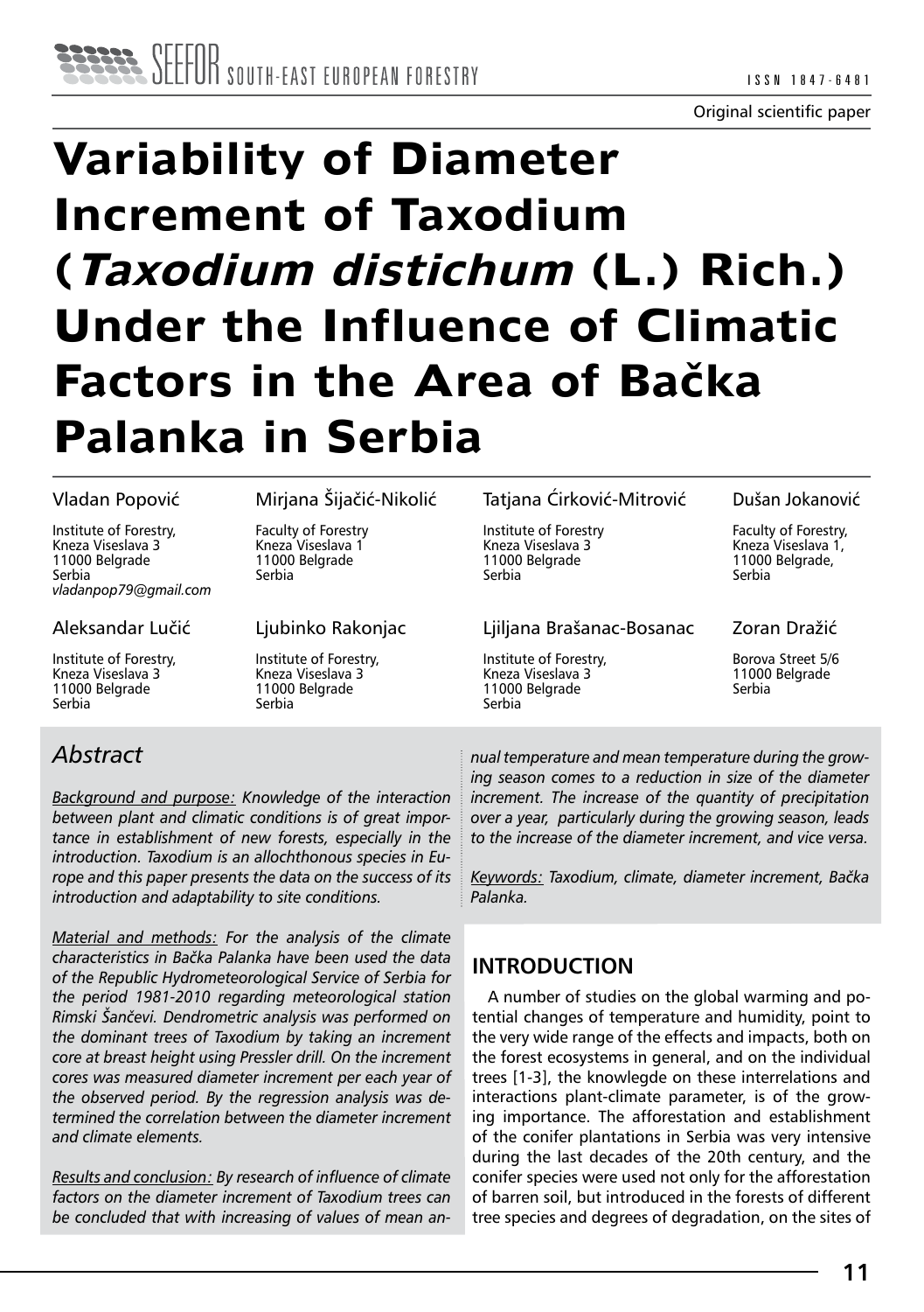Original scientific paper

# Variability of Diameter Increment of Taxodium (*Taxodium distichum* (L.) Rich.) Under the Influence of Climatic Factors in the Area of Bačka Palanka in Serbia

Vladan Popović
Institute of Forestry,
Kneza Viseslava 3
11000 Belgrade
Serbia
*vladanpop79@gmail.com*

Mirjana Šijačić-Nikolić
Faculty of Forestry
Kneza Viseslava 1
11000 Belgrade
Serbia

Tatjana Ćirković-Mitrović
Institute of Forestry
Kneza Viseslava 3
11000 Belgrade
Serbia

Dušan Jokanović
Faculty of Forestry,
Kneza Viseslava 1,
11000 Belgrade,
Serbia

Aleksandar Lučić
Institute of Forestry,
Kneza Viseslava 3
11000 Belgrade
Serbia

Ljubinko Rakonjac
Institute of Forestry,
Kneza Viseslava 3
11000 Belgrade
Serbia

Ljiljana Brašanac-Bosanac
Institute of Forestry,
Kneza Viseslava 3
11000 Belgrade
Serbia

Zoran Dražić
Borova Street 5/6
11000 Belgrade
Serbia

## *Abstract*

*Background and purpose: Knowledge of the interaction between plant and climatic conditions is of great importance in establishment of new forests, especially in the introduction. Taxodium is an allochthonous species in Europe and this paper presents the data on the success of its introduction and adaptability to site conditions.*

*Material and methods: For the analysis of the climate characteristics in Bačka Palanka have been used the data of the Republic Hydrometeorological Service of Serbia for the period 1981-2010 regarding meteorological station Rimski Šančevi. Dendrometric analysis was performed on the dominant trees of Taxodium by taking an increment core at breast height using Pressler drill. On the increment cores was measured diameter increment per each year of the observed period. By the regression analysis was determined the correlation between the diameter increment and climate elements.*

*Results and conclusion: By research of influence of climate factors on the diameter increment of Taxodium trees can be concluded that with increasing of values of mean annual temperature and mean temperature during the growing season comes to a reduction in size of the diameter increment. The increase of the quantity of precipitation over a year, particularly during the growing season, leads to the increase of the diameter increment, and vice versa.*

*Keywords: Taxodium, climate, diameter increment, Bačka Palanka.*

## INTRODUCTION

A number of studies on the global warming and potential changes of temperature and humidity, point to the very wide range of the effects and impacts, both on the forest ecosystems in general, and on the individual trees [1-3], the knowlegde on these interrelations and interactions plant-climate parameter, is of the growing importance. The afforestation and establishment of the conifer plantations in Serbia was very intensive during the last decades of the 20th century, and the conifer species were used not only for the afforestation of barren soil, but introduced in the forests of different tree species and degrees of degradation, on the sites of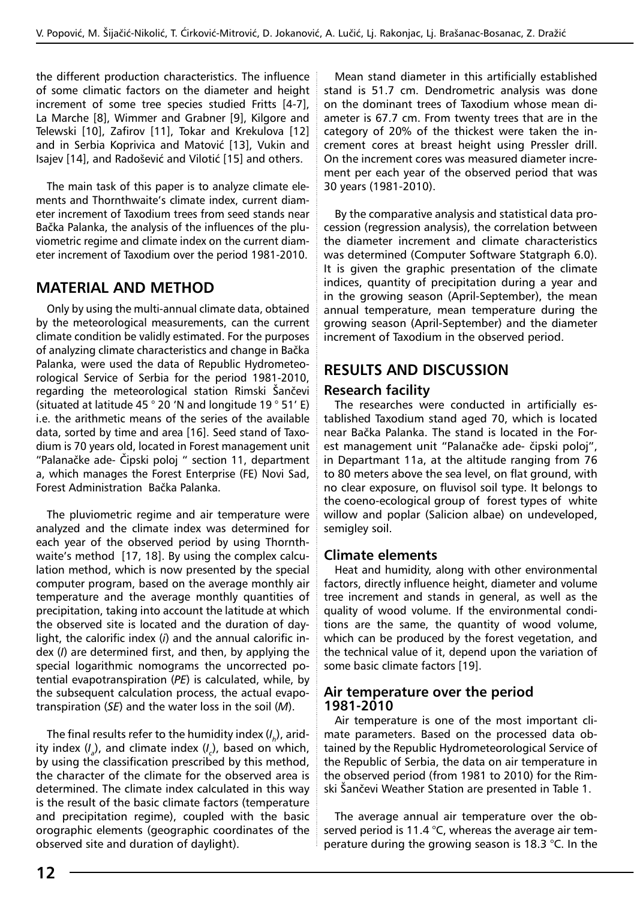the different production characteristics. The influence of some climatic factors on the diameter and height increment of some tree species studied Fritts [4-7], La Marche [8], Wimmer and Grabner [9], Kilgore and Telewski [10], Zafirov [11], Tokar and Krekulova [12] and in Serbia Koprivica and Matović [13], Vukin and Isajev [14], and Radošević and Vilotić [15] and others.

The main task of this paper is to analyze climate elements and Thornthwaite's climate index, current diameter increment of Taxodium trees from seed stands near Bačka Palanka, the analysis of the influences of the pluviometric regime and climate index on the current diameter increment of Taxodium over the period 1981-2010.

## MATERIAL AND METHOD

Only by using the multi-annual climate data, obtained by the meteorological measurements, can the current climate condition be validly estimated. For the purposes of analyzing climate characteristics and change in Bačka Palanka, were used the data of Republic Hydrometeorological Service of Serbia for the period 1981-2010, regarding the meteorological station Rimski Šančevi (situated at latitude 45 ° 20 'N and longitude 19 ° 51' E) i.e. the arithmetic means of the series of the available data, sorted by time and area [16]. Seed stand of Taxodium is 70 years old, located in Forest management unit "Palanačke ade- Čipski poloj " section 11, department a, which manages the Forest Enterprise (FE) Novi Sad, Forest Administration Bačka Palanka.

The pluviometric regime and air temperature were analyzed and the climate index was determined for each year of the observed period by using Thornthwaite's method [17, 18]. By using the complex calculation method, which is now presented by the special computer program, based on the average monthly air temperature and the average monthly quantities of precipitation, taking into account the latitude at which the observed site is located and the duration of daylight, the calorific index ($i$) and the annual calorific index ($I$) are determined first, and then, by applying the special logarithmic nomograms the uncorrected potential evapotranspiration ($PE$) is calculated, while, by the subsequent calculation process, the actual evapotranspiration ($SE$) and the water loss in the soil ($M$).

The final results refer to the humidity index ($I_h$), aridity index ($I_a$), and climate index ($I_c$), based on which, by using the classification prescribed by this method, the character of the climate for the observed area is determined. The climate index calculated in this way is the result of the basic climate factors (temperature and precipitation regime), coupled with the basic orographic elements (geographic coordinates of the observed site and duration of daylight).

Mean stand diameter in this artificially established stand is 51.7 cm. Dendrometric analysis was done on the dominant trees of Taxodium whose mean diameter is 67.7 cm. From twenty trees that are in the category of 20% of the thickest were taken the increment cores at breast height using Pressler drill. On the increment cores was measured diameter increment per each year of the observed period that was 30 years (1981-2010).

By the comparative analysis and statistical data procession (regression analysis), the correlation between the diameter increment and climate characteristics was determined (Computer Software Statgraph 6.0). It is given the graphic presentation of the climate indices, quantity of precipitation during a year and in the growing season (April-September), the mean annual temperature, mean temperature during the growing season (April-September) and the diameter increment of Taxodium in the observed period.

## RESULTS AND DISCUSSION

### Research facility

The researches were conducted in artificially established Taxodium stand aged 70, which is located near Bačka Palanka. The stand is located in the Forest management unit "Palanačke ade- čipski poloj", in Departmant 11a, at the altitude ranging from 76 to 80 meters above the sea level, on flat ground, with no clear exposure, on fluvisol soil type. It belongs to the coeno-ecological group of forest types of white willow and poplar (Salicion albae) on undeveloped, semigley soil.

### Climate elements

Heat and humidity, along with other environmental factors, directly influence height, diameter and volume tree increment and stands in general, as well as the quality of wood volume. If the environmental conditions are the same, the quantity of wood volume, which can be produced by the forest vegetation, and the technical value of it, depend upon the variation of some basic climate factors [19].

### Air temperature over the period 1981-2010

Air temperature is one of the most important climate parameters. Based on the processed data obtained by the Republic Hydrometeorological Service of the Republic of Serbia, the data on air temperature in the observed period (from 1981 to 2010) for the Rimski Šančevi Weather Station are presented in Table 1.

The average annual air temperature over the observed period is 11.4 °C, whereas the average air temperature during the growing season is 18.3 °C. In the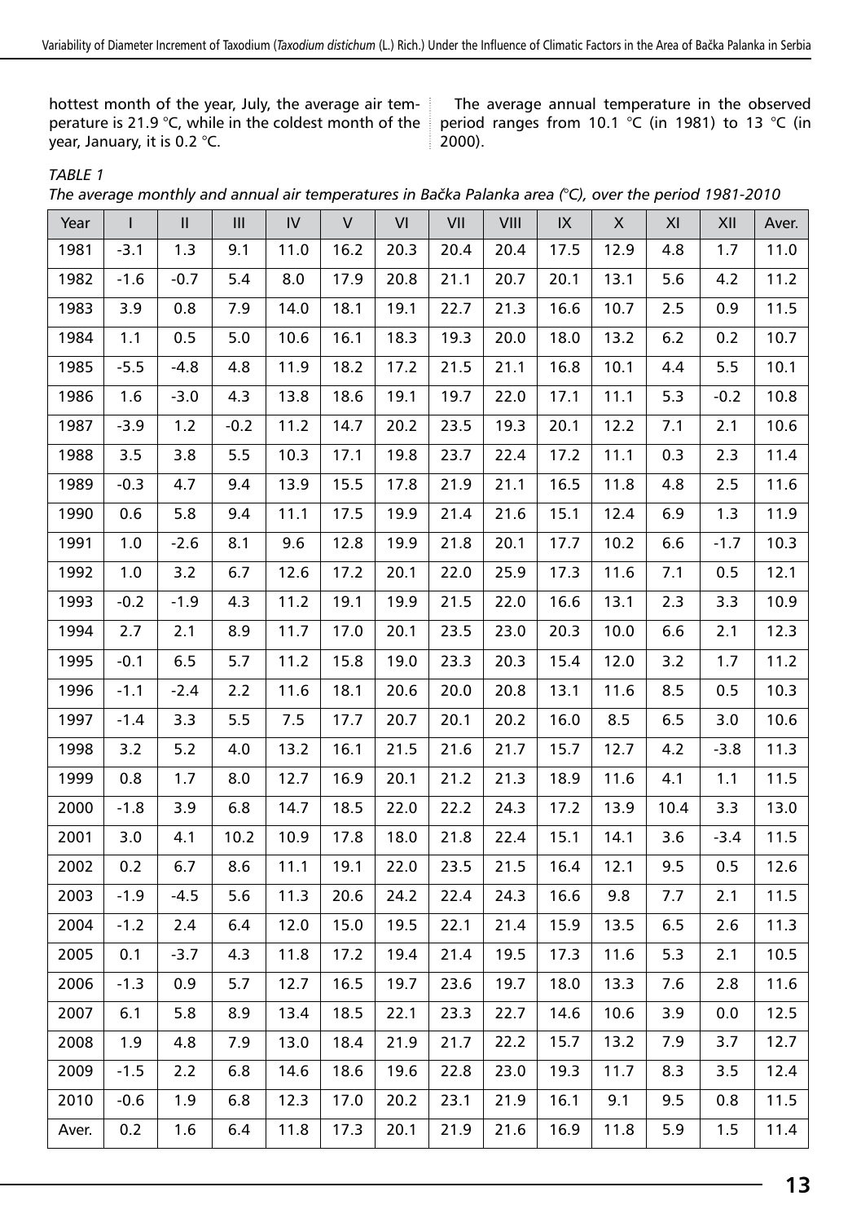hottest month of the year, July, the average air temperature is 21.9 °C, while in the coldest month of the year, January, it is 0.2 °C.

The average annual temperature in the observed period ranges from 10.1 °C (in 1981) to 13 °C (in 2000).

*TABLE 1*

*The average monthly and annual air temperatures in Bačka Palanka area (°C), over the period 1981-2010*

| Year | I | II | III | IV | V | VI | VII | VIII | IX | X | XI | XII | Aver. |
|---|---|---|---|---|---|---|---|---|---|---|---|---|---|
| 1981 | -3.1 | 1.3 | 9.1 | 11.0 | 16.2 | 20.3 | 20.4 | 20.4 | 17.5 | 12.9 | 4.8 | 1.7 | 11.0 |
| 1982 | -1.6 | -0.7 | 5.4 | 8.0 | 17.9 | 20.8 | 21.1 | 20.7 | 20.1 | 13.1 | 5.6 | 4.2 | 11.2 |
| 1983 | 3.9 | 0.8 | 7.9 | 14.0 | 18.1 | 19.1 | 22.7 | 21.3 | 16.6 | 10.7 | 2.5 | 0.9 | 11.5 |
| 1984 | 1.1 | 0.5 | 5.0 | 10.6 | 16.1 | 18.3 | 19.3 | 20.0 | 18.0 | 13.2 | 6.2 | 0.2 | 10.7 |
| 1985 | -5.5 | -4.8 | 4.8 | 11.9 | 18.2 | 17.2 | 21.5 | 21.1 | 16.8 | 10.1 | 4.4 | 5.5 | 10.1 |
| 1986 | 1.6 | -3.0 | 4.3 | 13.8 | 18.6 | 19.1 | 19.7 | 22.0 | 17.1 | 11.1 | 5.3 | -0.2 | 10.8 |
| 1987 | -3.9 | 1.2 | -0.2 | 11.2 | 14.7 | 20.2 | 23.5 | 19.3 | 20.1 | 12.2 | 7.1 | 2.1 | 10.6 |
| 1988 | 3.5 | 3.8 | 5.5 | 10.3 | 17.1 | 19.8 | 23.7 | 22.4 | 17.2 | 11.1 | 0.3 | 2.3 | 11.4 |
| 1989 | -0.3 | 4.7 | 9.4 | 13.9 | 15.5 | 17.8 | 21.9 | 21.1 | 16.5 | 11.8 | 4.8 | 2.5 | 11.6 |
| 1990 | 0.6 | 5.8 | 9.4 | 11.1 | 17.5 | 19.9 | 21.4 | 21.6 | 15.1 | 12.4 | 6.9 | 1.3 | 11.9 |
| 1991 | 1.0 | -2.6 | 8.1 | 9.6 | 12.8 | 19.9 | 21.8 | 20.1 | 17.7 | 10.2 | 6.6 | -1.7 | 10.3 |
| 1992 | 1.0 | 3.2 | 6.7 | 12.6 | 17.2 | 20.1 | 22.0 | 25.9 | 17.3 | 11.6 | 7.1 | 0.5 | 12.1 |
| 1993 | -0.2 | -1.9 | 4.3 | 11.2 | 19.1 | 19.9 | 21.5 | 22.0 | 16.6 | 13.1 | 2.3 | 3.3 | 10.9 |
| 1994 | 2.7 | 2.1 | 8.9 | 11.7 | 17.0 | 20.1 | 23.5 | 23.0 | 20.3 | 10.0 | 6.6 | 2.1 | 12.3 |
| 1995 | -0.1 | 6.5 | 5.7 | 11.2 | 15.8 | 19.0 | 23.3 | 20.3 | 15.4 | 12.0 | 3.2 | 1.7 | 11.2 |
| 1996 | -1.1 | -2.4 | 2.2 | 11.6 | 18.1 | 20.6 | 20.0 | 20.8 | 13.1 | 11.6 | 8.5 | 0.5 | 10.3 |
| 1997 | -1.4 | 3.3 | 5.5 | 7.5 | 17.7 | 20.7 | 20.1 | 20.2 | 16.0 | 8.5 | 6.5 | 3.0 | 10.6 |
| 1998 | 3.2 | 5.2 | 4.0 | 13.2 | 16.1 | 21.5 | 21.6 | 21.7 | 15.7 | 12.7 | 4.2 | -3.8 | 11.3 |
| 1999 | 0.8 | 1.7 | 8.0 | 12.7 | 16.9 | 20.1 | 21.2 | 21.3 | 18.9 | 11.6 | 4.1 | 1.1 | 11.5 |
| 2000 | -1.8 | 3.9 | 6.8 | 14.7 | 18.5 | 22.0 | 22.2 | 24.3 | 17.2 | 13.9 | 10.4 | 3.3 | 13.0 |
| 2001 | 3.0 | 4.1 | 10.2 | 10.9 | 17.8 | 18.0 | 21.8 | 22.4 | 15.1 | 14.1 | 3.6 | -3.4 | 11.5 |
| 2002 | 0.2 | 6.7 | 8.6 | 11.1 | 19.1 | 22.0 | 23.5 | 21.5 | 16.4 | 12.1 | 9.5 | 0.5 | 12.6 |
| 2003 | -1.9 | -4.5 | 5.6 | 11.3 | 20.6 | 24.2 | 22.4 | 24.3 | 16.6 | 9.8 | 7.7 | 2.1 | 11.5 |
| 2004 | -1.2 | 2.4 | 6.4 | 12.0 | 15.0 | 19.5 | 22.1 | 21.4 | 15.9 | 13.5 | 6.5 | 2.6 | 11.3 |
| 2005 | 0.1 | -3.7 | 4.3 | 11.8 | 17.2 | 19.4 | 21.4 | 19.5 | 17.3 | 11.6 | 5.3 | 2.1 | 10.5 |
| 2006 | -1.3 | 0.9 | 5.7 | 12.7 | 16.5 | 19.7 | 23.6 | 19.7 | 18.0 | 13.3 | 7.6 | 2.8 | 11.6 |
| 2007 | 6.1 | 5.8 | 8.9 | 13.4 | 18.5 | 22.1 | 23.3 | 22.7 | 14.6 | 10.6 | 3.9 | 0.0 | 12.5 |
| 2008 | 1.9 | 4.8 | 7.9 | 13.0 | 18.4 | 21.9 | 21.7 | 22.2 | 15.7 | 13.2 | 7.9 | 3.7 | 12.7 |
| 2009 | -1.5 | 2.2 | 6.8 | 14.6 | 18.6 | 19.6 | 22.8 | 23.0 | 19.3 | 11.7 | 8.3 | 3.5 | 12.4 |
| 2010 | -0.6 | 1.9 | 6.8 | 12.3 | 17.0 | 20.2 | 23.1 | 21.9 | 16.1 | 9.1 | 9.5 | 0.8 | 11.5 |
| Aver. | 0.2 | 1.6 | 6.4 | 11.8 | 17.3 | 20.1 | 21.9 | 21.6 | 16.9 | 11.8 | 5.9 | 1.5 | 11.4 |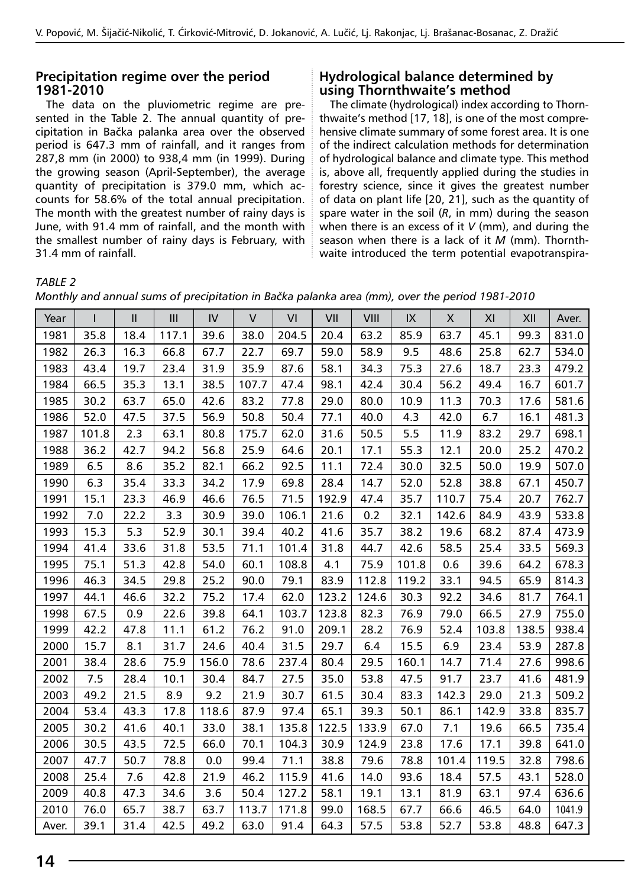## Precipitation regime over the period 1981-2010

The data on the pluviometric regime are presented in the Table 2. The annual quantity of precipitation in Bačka palanka area over the observed period is 647.3 mm of rainfall, and it ranges from 287,8 mm (in 2000) to 938,4 mm (in 1999). During the growing season (April-September), the average quantity of precipitation is 379.0 mm, which accounts for 58.6% of the total annual precipitation. The month with the greatest number of rainy days is June, with 91.4 mm of rainfall, and the month with the smallest number of rainy days is February, with 31.4 mm of rainfall.

## Hydrological balance determined by using Thornthwaite's method

The climate (hydrological) index according to Thornthwaite's method [17, 18], is one of the most comprehensive climate summary of some forest area. It is one of the indirect calculation methods for determination of hydrological balance and climate type. This method is, above all, frequently applied during the studies in forestry science, since it gives the greatest number of data on plant life [20, 21], such as the quantity of spare water in the soil (*R*, in mm) during the season when there is an excess of it *V* (mm), and during the season when there is a lack of it *M* (mm). Thornthwaite introduced the term potential evapotranspira-

*TABLE 2*

*Monthly and annual sums of precipitation in Bačka palanka area (mm), over the period 1981-2010*

| Year | I | II | III | IV | V | VI | VII | VIII | IX | X | XI | XII | Aver. |
|---|---|---|---|---|---|---|---|---|---|---|---|---|---|
| 1981 | 35.8 | 18.4 | 117.1 | 39.6 | 38.0 | 204.5 | 20.4 | 63.2 | 85.9 | 63.7 | 45.1 | 99.3 | 831.0 |
| 1982 | 26.3 | 16.3 | 66.8 | 67.7 | 22.7 | 69.7 | 59.0 | 58.9 | 9.5 | 48.6 | 25.8 | 62.7 | 534.0 |
| 1983 | 43.4 | 19.7 | 23.4 | 31.9 | 35.9 | 87.6 | 58.1 | 34.3 | 75.3 | 27.6 | 18.7 | 23.3 | 479.2 |
| 1984 | 66.5 | 35.3 | 13.1 | 38.5 | 107.7 | 47.4 | 98.1 | 42.4 | 30.4 | 56.2 | 49.4 | 16.7 | 601.7 |
| 1985 | 30.2 | 63.7 | 65.0 | 42.6 | 83.2 | 77.8 | 29.0 | 80.0 | 10.9 | 11.3 | 70.3 | 17.6 | 581.6 |
| 1986 | 52.0 | 47.5 | 37.5 | 56.9 | 50.8 | 50.4 | 77.1 | 40.0 | 4.3 | 42.0 | 6.7 | 16.1 | 481.3 |
| 1987 | 101.8 | 2.3 | 63.1 | 80.8 | 175.7 | 62.0 | 31.6 | 50.5 | 5.5 | 11.9 | 83.2 | 29.7 | 698.1 |
| 1988 | 36.2 | 42.7 | 94.2 | 56.8 | 25.9 | 64.6 | 20.1 | 17.1 | 55.3 | 12.1 | 20.0 | 25.2 | 470.2 |
| 1989 | 6.5 | 8.6 | 35.2 | 82.1 | 66.2 | 92.5 | 11.1 | 72.4 | 30.0 | 32.5 | 50.0 | 19.9 | 507.0 |
| 1990 | 6.3 | 35.4 | 33.3 | 34.2 | 17.9 | 69.8 | 28.4 | 14.7 | 52.0 | 52.8 | 38.8 | 67.1 | 450.7 |
| 1991 | 15.1 | 23.3 | 46.9 | 46.6 | 76.5 | 71.5 | 192.9 | 47.4 | 35.7 | 110.7 | 75.4 | 20.7 | 762.7 |
| 1992 | 7.0 | 22.2 | 3.3 | 30.9 | 39.0 | 106.1 | 21.6 | 0.2 | 32.1 | 142.6 | 84.9 | 43.9 | 533.8 |
| 1993 | 15.3 | 5.3 | 52.9 | 30.1 | 39.4 | 40.2 | 41.6 | 35.7 | 38.2 | 19.6 | 68.2 | 87.4 | 473.9 |
| 1994 | 41.4 | 33.6 | 31.8 | 53.5 | 71.1 | 101.4 | 31.8 | 44.7 | 42.6 | 58.5 | 25.4 | 33.5 | 569.3 |
| 1995 | 75.1 | 51.3 | 42.8 | 54.0 | 60.1 | 108.8 | 4.1 | 75.9 | 101.8 | 0.6 | 39.6 | 64.2 | 678.3 |
| 1996 | 46.3 | 34.5 | 29.8 | 25.2 | 90.0 | 79.1 | 83.9 | 112.8 | 119.2 | 33.1 | 94.5 | 65.9 | 814.3 |
| 1997 | 44.1 | 46.6 | 32.2 | 75.2 | 17.4 | 62.0 | 123.2 | 124.6 | 30.3 | 92.2 | 34.6 | 81.7 | 764.1 |
| 1998 | 67.5 | 0.9 | 22.6 | 39.8 | 64.1 | 103.7 | 123.8 | 82.3 | 76.9 | 79.0 | 66.5 | 27.9 | 755.0 |
| 1999 | 42.2 | 47.8 | 11.1 | 61.2 | 76.2 | 91.0 | 209.1 | 28.2 | 76.9 | 52.4 | 103.8 | 138.5 | 938.4 |
| 2000 | 15.7 | 8.1 | 31.7 | 24.6 | 40.4 | 31.5 | 29.7 | 6.4 | 15.5 | 6.9 | 23.4 | 53.9 | 287.8 |
| 2001 | 38.4 | 28.6 | 75.9 | 156.0 | 78.6 | 237.4 | 80.4 | 29.5 | 160.1 | 14.7 | 71.4 | 27.6 | 998.6 |
| 2002 | 7.5 | 28.4 | 10.1 | 30.4 | 84.7 | 27.5 | 35.0 | 53.8 | 47.5 | 91.7 | 23.7 | 41.6 | 481.9 |
| 2003 | 49.2 | 21.5 | 8.9 | 9.2 | 21.9 | 30.7 | 61.5 | 30.4 | 83.3 | 142.3 | 29.0 | 21.3 | 509.2 |
| 2004 | 53.4 | 43.3 | 17.8 | 118.6 | 87.9 | 97.4 | 65.1 | 39.3 | 50.1 | 86.1 | 142.9 | 33.8 | 835.7 |
| 2005 | 30.2 | 41.6 | 40.1 | 33.0 | 38.1 | 135.8 | 122.5 | 133.9 | 67.0 | 7.1 | 19.6 | 66.5 | 735.4 |
| 2006 | 30.5 | 43.5 | 72.5 | 66.0 | 70.1 | 104.3 | 30.9 | 124.9 | 23.8 | 17.6 | 17.1 | 39.8 | 641.0 |
| 2007 | 47.7 | 50.7 | 78.8 | 0.0 | 99.4 | 71.1 | 38.8 | 79.6 | 78.8 | 101.4 | 119.5 | 32.8 | 798.6 |
| 2008 | 25.4 | 7.6 | 42.8 | 21.9 | 46.2 | 115.9 | 41.6 | 14.0 | 93.6 | 18.4 | 57.5 | 43.1 | 528.0 |
| 2009 | 40.8 | 47.3 | 34.6 | 3.6 | 50.4 | 127.2 | 58.1 | 19.1 | 13.1 | 81.9 | 63.1 | 97.4 | 636.6 |
| 2010 | 76.0 | 65.7 | 38.7 | 63.7 | 113.7 | 171.8 | 99.0 | 168.5 | 67.7 | 66.6 | 46.5 | 64.0 | 1041.9 |
| Aver. | 39.1 | 31.4 | 42.5 | 49.2 | 63.0 | 91.4 | 64.3 | 57.5 | 53.8 | 52.7 | 53.8 | 48.8 | 647.3 |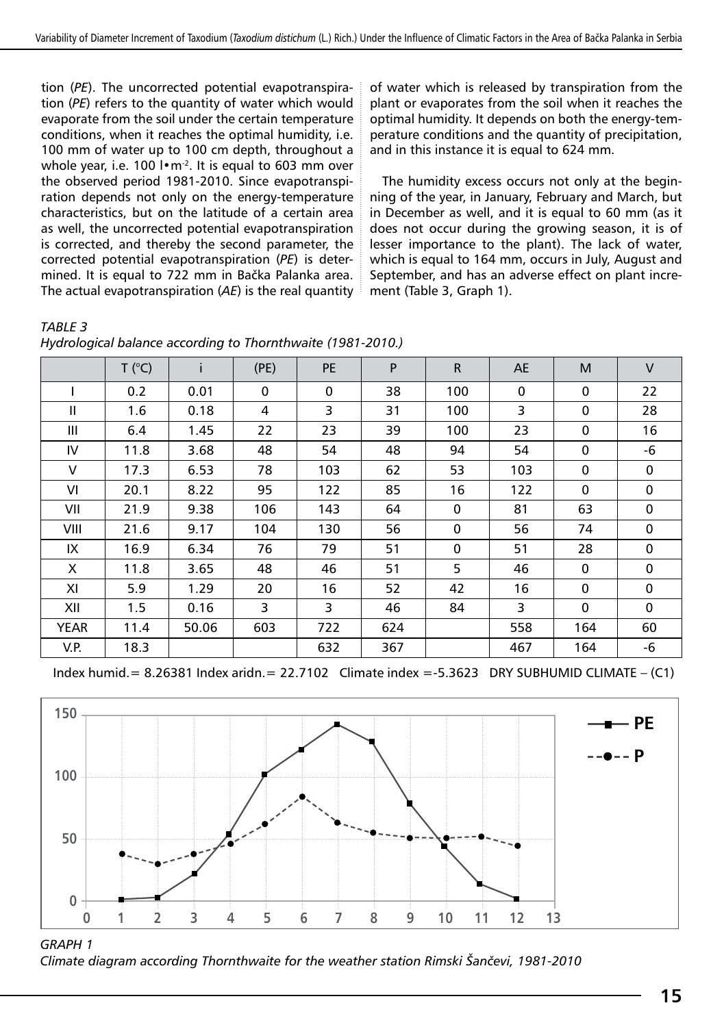tion (*PE*). The uncorrected potential evapotranspiration (*PE*) refers to the quantity of water which would evaporate from the soil under the certain temperature conditions, when it reaches the optimal humidity, i.e. 100 mm of water up to 100 cm depth, throughout a whole year, i.e. 100 l•m$^{-2}$. It is equal to 603 mm over the observed period 1981-2010. Since evapotranspiration depends not only on the energy-temperature characteristics, but on the latitude of a certain area as well, the uncorrected potential evapotranspiration is corrected, and thereby the second parameter, the corrected potential evapotranspiration (*PE*) is determined. It is equal to 722 mm in Bačka Palanka area. The actual evapotranspiration (*AE*) is the real quantity of water which is released by transpiration from the plant or evaporates from the soil when it reaches the optimal humidity. It depends on both the energy-temperature conditions and the quantity of precipitation, and in this instance it is equal to 624 mm.

The humidity excess occurs not only at the beginning of the year, in January, February and March, but in December as well, and it is equal to 60 mm (as it does not occur during the growing season, it is of lesser importance to the plant). The lack of water, which is equal to 164 mm, occurs in July, August and September, and has an adverse effect on plant increment (Table 3, Graph 1).

*TABLE 3*
*Hydrological balance according to Thornthwaite (1981-2010.)*

| | T (°C) | i | (PE) | PE | P | R | AE | M | V |
|---|---|---|---|---|---|---|---|---|---|
| I | 0.2 | 0.01 | 0 | 0 | 38 | 100 | 0 | 0 | 22 |
| II | 1.6 | 0.18 | 4 | 3 | 31 | 100 | 3 | 0 | 28 |
| III | 6.4 | 1.45 | 22 | 23 | 39 | 100 | 23 | 0 | 16 |
| IV | 11.8 | 3.68 | 48 | 54 | 48 | 94 | 54 | 0 | -6 |
| V | 17.3 | 6.53 | 78 | 103 | 62 | 53 | 103 | 0 | 0 |
| VI | 20.1 | 8.22 | 95 | 122 | 85 | 16 | 122 | 0 | 0 |
| VII | 21.9 | 9.38 | 106 | 143 | 64 | 0 | 81 | 63 | 0 |
| VIII | 21.6 | 9.17 | 104 | 130 | 56 | 0 | 56 | 74 | 0 |
| IX | 16.9 | 6.34 | 76 | 79 | 51 | 0 | 51 | 28 | 0 |
| X | 11.8 | 3.65 | 48 | 46 | 51 | 5 | 46 | 0 | 0 |
| XI | 5.9 | 1.29 | 20 | 16 | 52 | 42 | 16 | 0 | 0 |
| XII | 1.5 | 0.16 | 3 | 3 | 46 | 84 | 3 | 0 | 0 |
| YEAR | 11.4 | 50.06 | 603 | 722 | 624 | | 558 | 164 | 60 |
| V.P. | 18.3 | | | 632 | 367 | | 467 | 164 | -6 |

Index humid. = 8.26381 Index aridn. = 22.7102 Climate index = -5.3623 DRY SUBHUMID CLIMATE – (C1)

*GRAPH 1*
*Climate diagram according Thornthwaite for the weather station Rimski Šančevi, 1981-2010*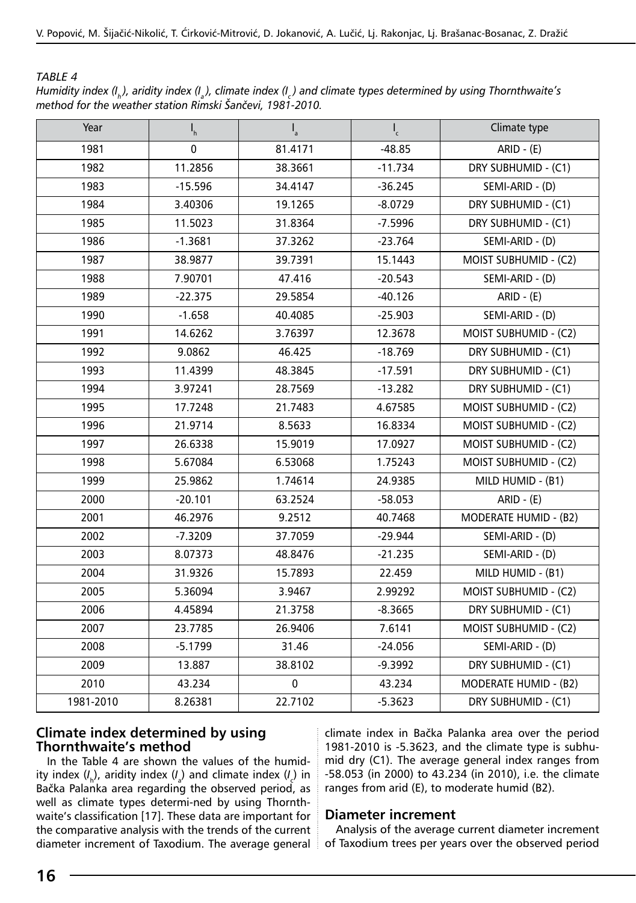*TABLE 4*

*Humidity index ($I_h$), aridity index ($I_a$), climate index ($I_c$) and climate types determined by using Thornthwaite's method for the weather station Rimski Šančevi, 1981-2010.*

| Year | $I_h$ | $I_a$ | $I_c$ | Climate type |
|---|---|---|---|---|
| 1981 | 0 | 81.4171 | -48.85 | ARID - (E) |
| 1982 | 11.2856 | 38.3661 | -11.734 | DRY SUBHUMID - (C1) |
| 1983 | -15.596 | 34.4147 | -36.245 | SEMI-ARID - (D) |
| 1984 | 3.40306 | 19.1265 | -8.0729 | DRY SUBHUMID - (C1) |
| 1985 | 11.5023 | 31.8364 | -7.5996 | DRY SUBHUMID - (C1) |
| 1986 | -1.3681 | 37.3262 | -23.764 | SEMI-ARID - (D) |
| 1987 | 38.9877 | 39.7391 | 15.1443 | MOIST SUBHUMID - (C2) |
| 1988 | 7.90701 | 47.416 | -20.543 | SEMI-ARID - (D) |
| 1989 | -22.375 | 29.5854 | -40.126 | ARID - (E) |
| 1990 | -1.658 | 40.4085 | -25.903 | SEMI-ARID - (D) |
| 1991 | 14.6262 | 3.76397 | 12.3678 | MOIST SUBHUMID - (C2) |
| 1992 | 9.0862 | 46.425 | -18.769 | DRY SUBHUMID - (C1) |
| 1993 | 11.4399 | 48.3845 | -17.591 | DRY SUBHUMID - (C1) |
| 1994 | 3.97241 | 28.7569 | -13.282 | DRY SUBHUMID - (C1) |
| 1995 | 17.7248 | 21.7483 | 4.67585 | MOIST SUBHUMID - (C2) |
| 1996 | 21.9714 | 8.5633 | 16.8334 | MOIST SUBHUMID - (C2) |
| 1997 | 26.6338 | 15.9019 | 17.0927 | MOIST SUBHUMID - (C2) |
| 1998 | 5.67084 | 6.53068 | 1.75243 | MOIST SUBHUMID - (C2) |
| 1999 | 25.9862 | 1.74614 | 24.9385 | MILD HUMID - (B1) |
| 2000 | -20.101 | 63.2524 | -58.053 | ARID - (E) |
| 2001 | 46.2976 | 9.2512 | 40.7468 | MODERATE HUMID - (B2) |
| 2002 | -7.3209 | 37.7059 | -29.944 | SEMI-ARID - (D) |
| 2003 | 8.07373 | 48.8476 | -21.235 | SEMI-ARID - (D) |
| 2004 | 31.9326 | 15.7893 | 22.459 | MILD HUMID - (B1) |
| 2005 | 5.36094 | 3.9467 | 2.99292 | MOIST SUBHUMID - (C2) |
| 2006 | 4.45894 | 21.3758 | -8.3665 | DRY SUBHUMID - (C1) |
| 2007 | 23.7785 | 26.9406 | 7.6141 | MOIST SUBHUMID - (C2) |
| 2008 | -5.1799 | 31.46 | -24.056 | SEMI-ARID - (D) |
| 2009 | 13.887 | 38.8102 | -9.3992 | DRY SUBHUMID - (C1) |
| 2010 | 43.234 | 0 | 43.234 | MODERATE HUMID - (B2) |
| 1981-2010 | 8.26381 | 22.7102 | -5.3623 | DRY SUBHUMID - (C1) |

## Climate index determined by using Thornthwaite's method

In the Table 4 are shown the values of the humidity index ($I_h$), aridity index ($I_a$) and climate index ($I_c$) in Bačka Palanka area regarding the observed period, as well as climate types determi-ned by using Thornthwaite's classification [17]. These data are important for the comparative analysis with the trends of the current diameter increment of Taxodium. The average general climate index in Bačka Palanka area over the period 1981-2010 is -5.3623, and the climate type is subhumid dry (C1). The average general index ranges from -58.053 (in 2000) to 43.234 (in 2010), i.e. the climate ranges from arid (E), to moderate humid (B2).

## Diameter increment

Analysis of the average current diameter increment of Taxodium trees per years over the observed period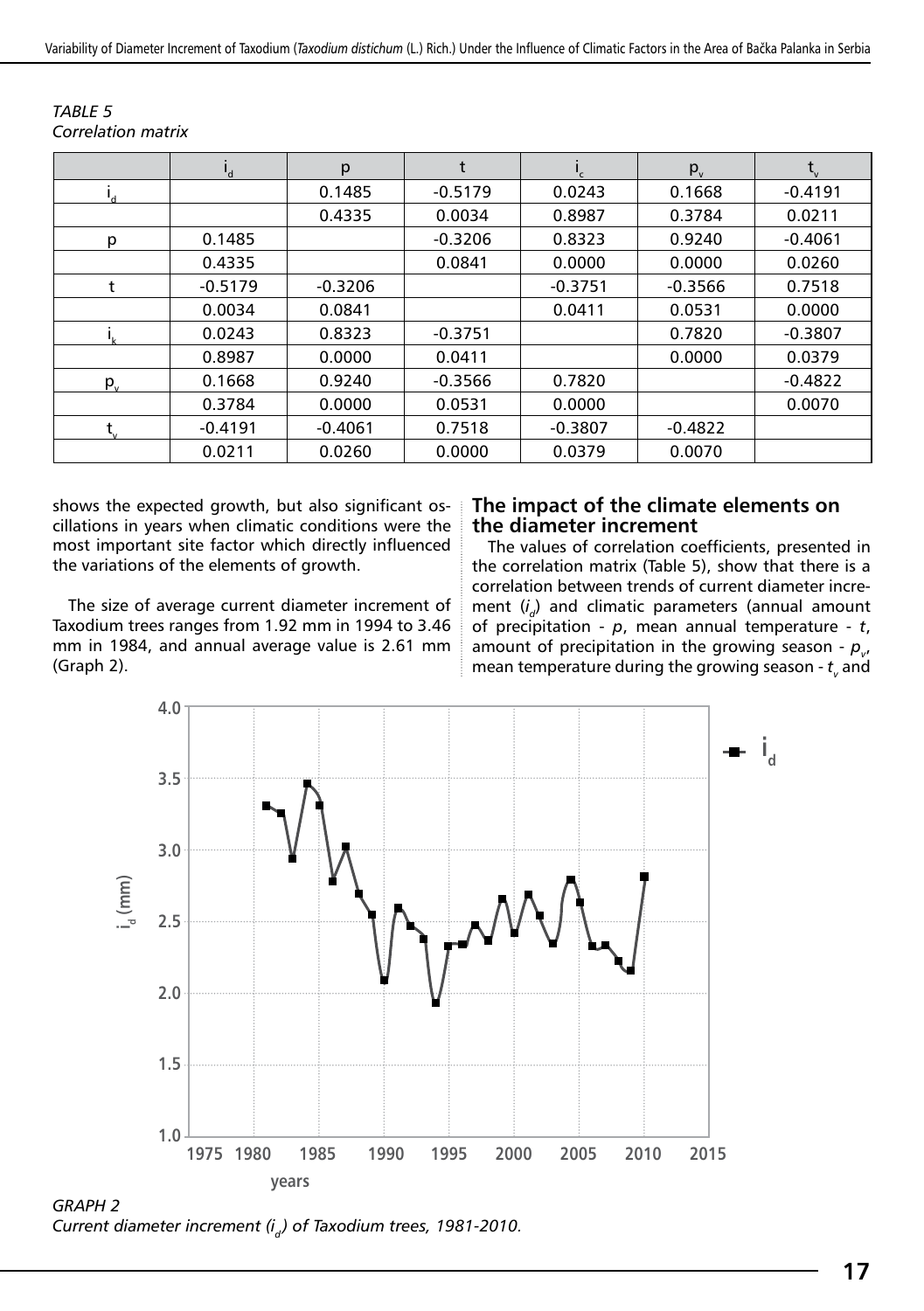*TABLE 5*
*Correlation matrix*

| | $i_d$ | p | t | $i_c$ | $p_v$ | $t_v$ |
|---|---|---|---|---|---|---|
| $i_d$ | | 0.1485 | -0.5179 | 0.0243 | 0.1668 | -0.4191 |
| | | 0.4335 | 0.0034 | 0.8987 | 0.3784 | 0.0211 |
| p | 0.1485 | | -0.3206 | 0.8323 | 0.9240 | -0.4061 |
| | 0.4335 | | 0.0841 | 0.0000 | 0.0000 | 0.0260 |
| t | -0.5179 | -0.3206 | | -0.3751 | -0.3566 | 0.7518 |
| | 0.0034 | 0.0841 | | 0.0411 | 0.0531 | 0.0000 |
| $i_k$ | 0.0243 | 0.8323 | -0.3751 | | 0.7820 | -0.3807 |
| | 0.8987 | 0.0000 | 0.0411 | | 0.0000 | 0.0379 |
| $p_v$ | 0.1668 | 0.9240 | -0.3566 | 0.7820 | | -0.4822 |
| | 0.3784 | 0.0000 | 0.0531 | 0.0000 | | 0.0070 |
| $t_v$ | -0.4191 | -0.4061 | 0.7518 | -0.3807 | -0.4822 | |
| | 0.0211 | 0.0260 | 0.0000 | 0.0379 | 0.0070 | |

shows the expected growth, but also significant oscillations in years when climatic conditions were the most important site factor which directly influenced the variations of the elements of growth.

The size of average current diameter increment of Taxodium trees ranges from 1.92 mm in 1994 to 3.46 mm in 1984, and annual average value is 2.61 mm (Graph 2).

## The impact of the climate elements on the diameter increment

The values of correlation coefficients, presented in the correlation matrix (Table 5), show that there is a correlation between trends of current diameter increment ($i_d$) and climatic parameters (annual amount of precipitation - $p$, mean annual temperature - $t$, amount of precipitation in the growing season - $p_v$, mean temperature during the growing season - $t_v$ and

*GRAPH 2*
*Current diameter increment ($i_d$) of Taxodium trees, 1981-2010.*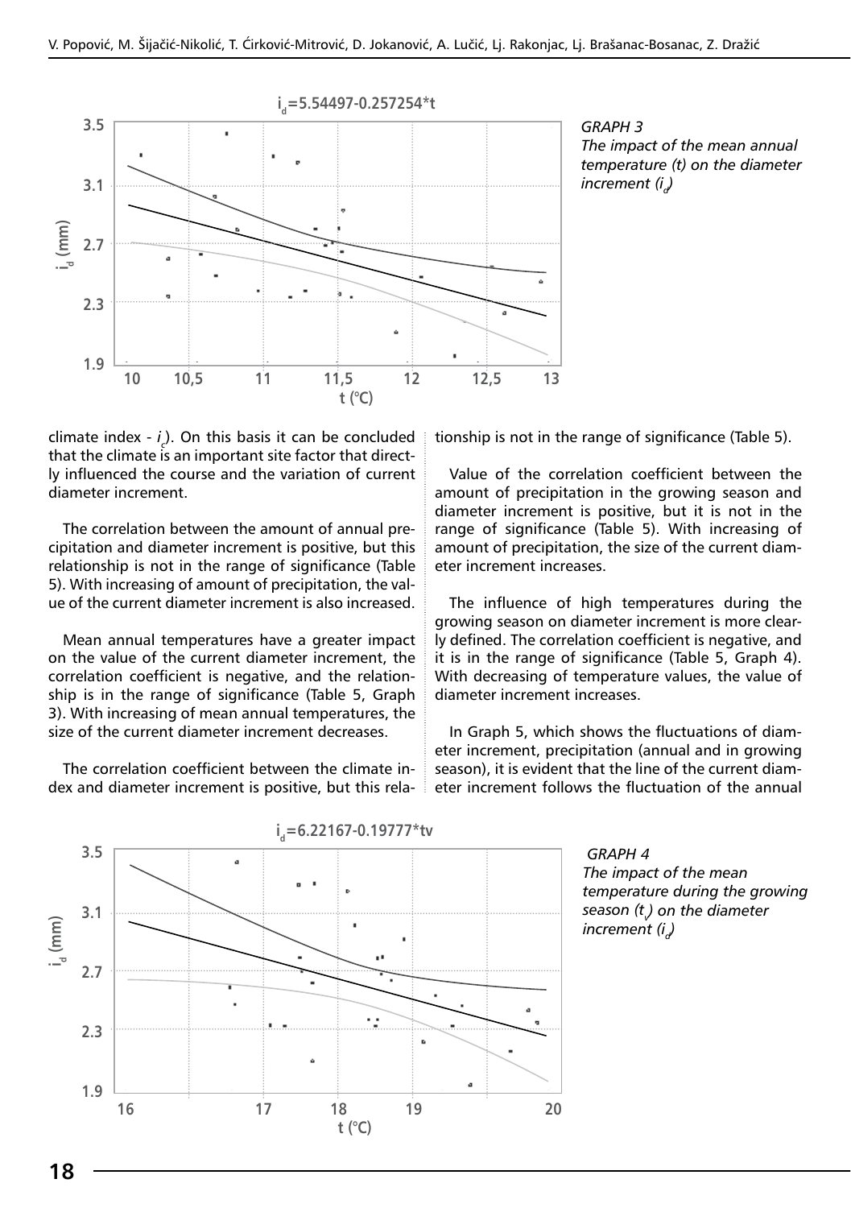GRAPH 3
The impact of the mean annual temperature (t) on the diameter increment ($i_d$)

climate index - $i_c$). On this basis it can be concluded that the climate is an important site factor that directly influenced the course and the variation of current diameter increment.

The correlation between the amount of annual precipitation and diameter increment is positive, but this relationship is not in the range of significance (Table 5). With increasing of amount of precipitation, the value of the current diameter increment is also increased.

Mean annual temperatures have a greater impact on the value of the current diameter increment, the correlation coefficient is negative, and the relationship is in the range of significance (Table 5, Graph 3). With increasing of mean annual temperatures, the size of the current diameter increment decreases.

The correlation coefficient between the climate index and diameter increment is positive, but this relationship is not in the range of significance (Table 5).

Value of the correlation coefficient between the amount of precipitation in the growing season and diameter increment is positive, but it is not in the range of significance (Table 5). With increasing of amount of precipitation, the size of the current diameter increment increases.

The influence of high temperatures during the growing season on diameter increment is more clearly defined. The correlation coefficient is negative, and it is in the range of significance (Table 5, Graph 4). With decreasing of temperature values, the value of diameter increment increases.

In Graph 5, which shows the fluctuations of diameter increment, precipitation (annual and in growing season), it is evident that the line of the current diameter increment follows the fluctuation of the annual

GRAPH 4
The impact of the mean temperature during the growing season ($t_v$) on the diameter increment ($i_d$)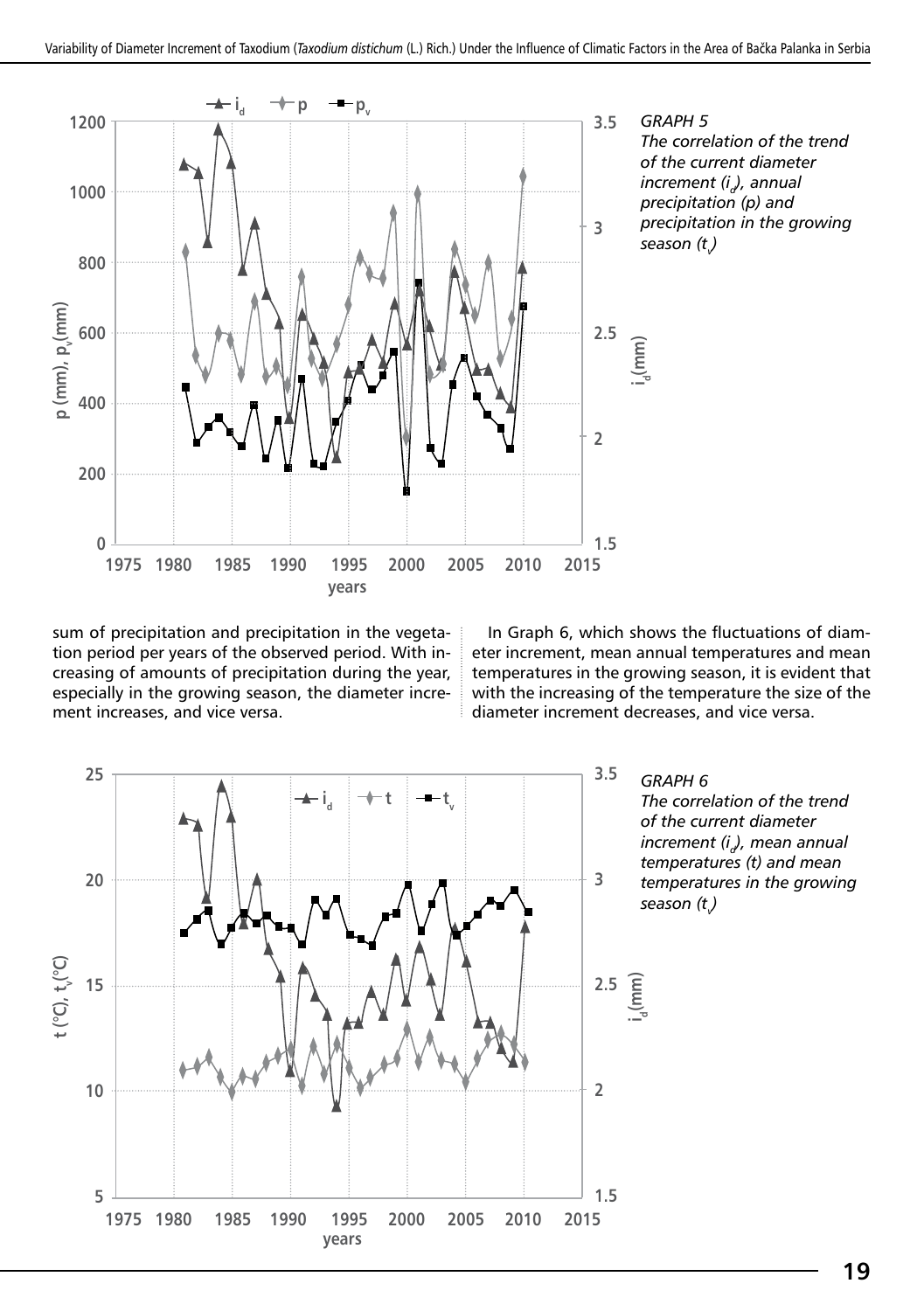*GRAPH 5*
*The correlation of the trend of the current diameter increment ($i_d$), annual precipitation (p) and precipitation in the growing season ($t_v$)*

sum of precipitation and precipitation in the vegetation period per years of the observed period. With increasing of amounts of precipitation during the year, especially in the growing season, the diameter increment increases, and vice versa.

In Graph 6, which shows the fluctuations of diameter increment, mean annual temperatures and mean temperatures in the growing season, it is evident that with the increasing of the temperature the size of the diameter increment decreases, and vice versa.

*GRAPH 6*
*The correlation of the trend of the current diameter increment ($i_d$), mean annual temperatures (t) and mean temperatures in the growing season ($t_v$)*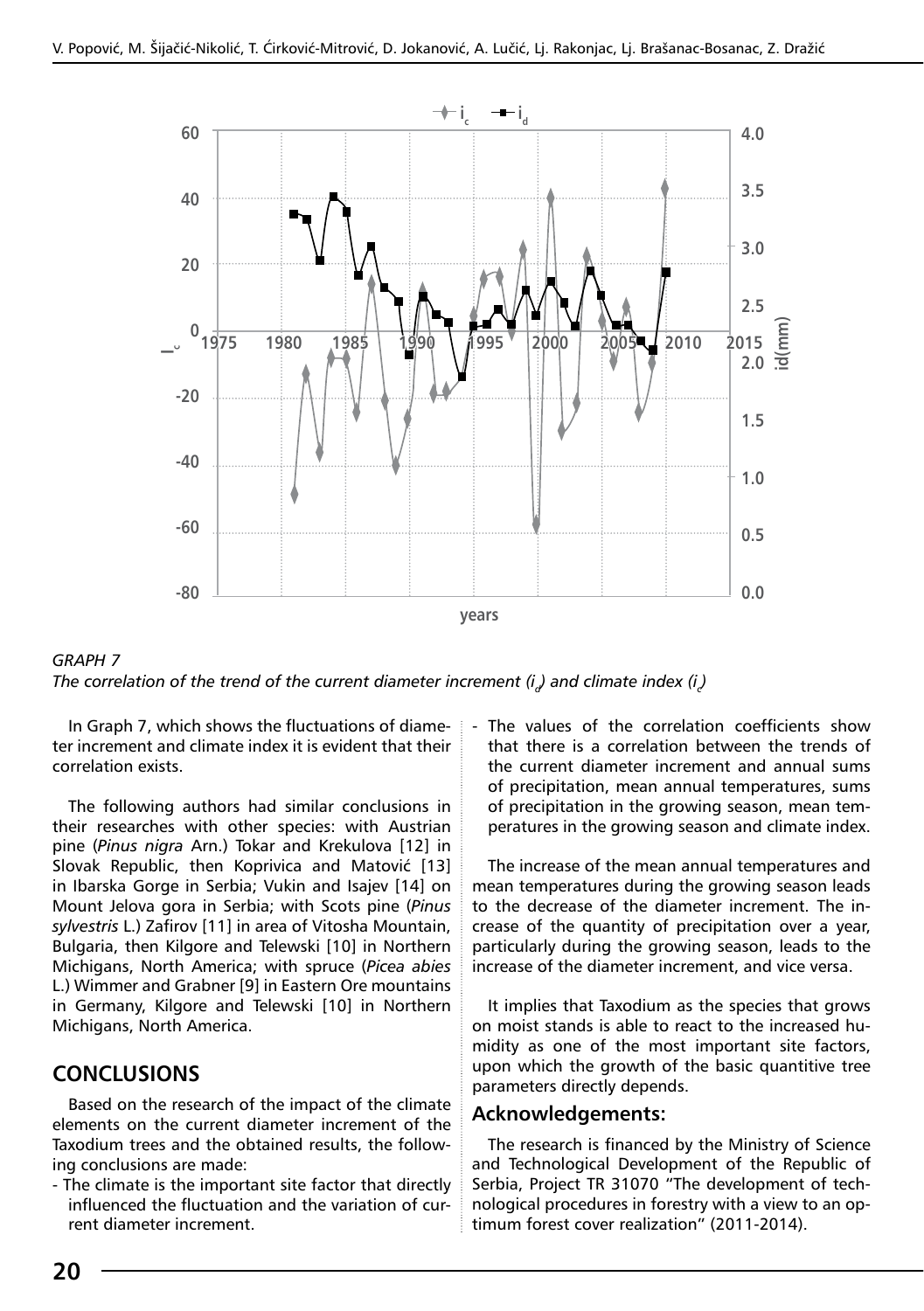GRAPH 7

*The correlation of the trend of the current diameter increment ($i_d$) and climate index ($i_c$)*

In Graph 7, which shows the fluctuations of diameter increment and climate index it is evident that their correlation exists.

The following authors had similar conclusions in their researches with other species: with Austrian pine (*Pinus nigra* Arn.) Tokar and Krekulova [12] in Slovak Republic, then Koprivica and Matović [13] in Ibarska Gorge in Serbia; Vukin and Isajev [14] on Mount Jelova gora in Serbia; with Scots pine (*Pinus sylvestris* L.) Zafirov [11] in area of Vitosha Mountain, Bulgaria, then Kilgore and Telewski [10] in Northern Michigans, North America; with spruce (*Picea abies* L.) Wimmer and Grabner [9] in Eastern Ore mountains in Germany, Kilgore and Telewski [10] in Northern Michigans, North America.

## CONCLUSIONS

Based on the research of the impact of the climate elements on the current diameter increment of the Taxodium trees and the obtained results, the following conclusions are made:

- The climate is the important site factor that directly influenced the fluctuation and the variation of current diameter increment.
- The values of the correlation coefficients show that there is a correlation between the trends of the current diameter increment and annual sums of precipitation, mean annual temperatures, sums of precipitation in the growing season, mean temperatures in the growing season and climate index.

The increase of the mean annual temperatures and mean temperatures during the growing season leads to the decrease of the diameter increment. The increase of the quantity of precipitation over a year, particularly during the growing season, leads to the increase of the diameter increment, and vice versa.

It implies that Taxodium as the species that grows on moist stands is able to react to the increased humidity as one of the most important site factors, upon which the growth of the basic quantitive tree parameters directly depends.

### Acknowledgements:

The research is financed by the Ministry of Science and Technological Development of the Republic of Serbia, Project TR 31070 "The development of technological procedures in forestry with a view to an optimum forest cover realization" (2011-2014).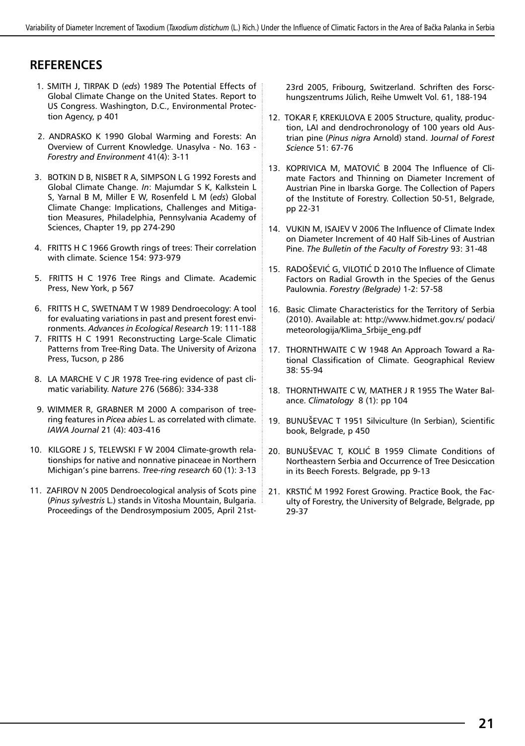## REFERENCES

1. SMITH J, TIRPAK D (*eds*) 1989 The Potential Effects of Global Climate Change on the United States. Report to US Congress. Washington, D.C., Environmental Protection Agency, p 401
2. ANDRASKO K 1990 Global Warming and Forests: An Overview of Current Knowledge. Unasylva - No. 163 - *Forestry and Environment* 41(4): 3-11
3. BOTKIN D B, NISBET R A, SIMPSON L G 1992 Forests and Global Climate Change. *In*: Majumdar S K, Kalkstein L S, Yarnal B M, Miller E W, Rosenfeld L M (*eds*) Global Climate Change: Implications, Challenges and Mitigation Measures, Philadelphia, Pennsylvania Academy of Sciences, Chapter 19, pp 274-290
4. FRITTS H C 1966 Growth rings of trees: Their correlation with climate. Science 154: 973-979
5. FRITTS H C 1976 Tree Rings and Climate. Academic Press, New York, p 567
6. FRITTS H C, SWETNAM T W 1989 Dendroecology: A tool for evaluating variations in past and present forest environments. *Advances in Ecological Research* 19: 111-188
7. FRITTS H C 1991 Reconstructing Large-Scale Climatic Patterns from Tree-Ring Data. The University of Arizona Press, Tucson, p 286
8. LA MARCHE V C JR 1978 Tree-ring evidence of past climatic variability. *Nature* 276 (5686): 334-338
9. WIMMER R, GRABNER M 2000 A comparison of tree-ring features in *Picea abies* L. as correlated with climate. *IAWA Journal* 21 (4): 403-416
10. KILGORE J S, TELEWSKI F W 2004 Climate-growth relationships for native and nonnative pinaceae in Northern Michigan's pine barrens. *Tree-ring research* 60 (1): 3-13
11. ZAFIROV N 2005 Dendroecological analysis of Scots pine (*Pinus sylvestris* L.) stands in Vitosha Mountain, Bulgaria. Proceedings of the Dendrosymposium 2005, April 21st-23rd 2005, Fribourg, Switzerland. Schriften des Forschungszentrums Jülich, Reihe Umwelt Vol. 61, 188-194
12. TOKAR F, KREKULOVA E 2005 Structure, quality, production, LAI and dendrochronology of 100 years old Austrian pine (*Pinus nigra* Arnold) stand. J*ournal of Forest Science* 51: 67-76
13. KOPRIVICA M, MATOVIĆ B 2004 The Influence of Climate Factors and Thinning on Diameter Increment of Austrian Pine in Ibarska Gorge. The Collection of Papers of the Institute of Forestry. Collection 50-51, Belgrade, pp 22-31
14. VUKIN M, ISAJEV V 2006 The Influence of Climate Index on Diameter Increment of 40 Half Sib-Lines of Austrian Pine. *The Bulletin of the Faculty of Forestry* 93: 31-48
15. RADOŠEVIĆ G, VILOTIĆ D 2010 The Influence of Climate Factors on Radial Growth in the Species of the Genus Paulownia. *Forestry (Belgrade)* 1-2: 57-58
16. Basic Climate Characteristics for the Territory of Serbia (2010). Available at: http://www.hidmet.gov.rs/ podaci/meteorologija/Klima_Srbije_eng.pdf
17. THORNTHWAITE C W 1948 An Approach Toward a Rational Classification of Climate. Geographical Review 38: 55-94
18. THORNTHWAITE C W, MATHER J R 1955 The Water Balance. *Climatology* 8 (1): pp 104
19. BUNUŠEVAC T 1951 Silviculture (In Serbian), Scientific book, Belgrade, p 450
20. BUNUŠEVAC T, KOLIĆ B 1959 Climate Conditions of Northeastern Serbia and Occurrence of Tree Desiccation in its Beech Forests. Belgrade, pp 9-13
21. KRSTIĆ M 1992 Forest Growing. Practice Book, the Faculty of Forestry, the University of Belgrade, Belgrade, pp 29-37